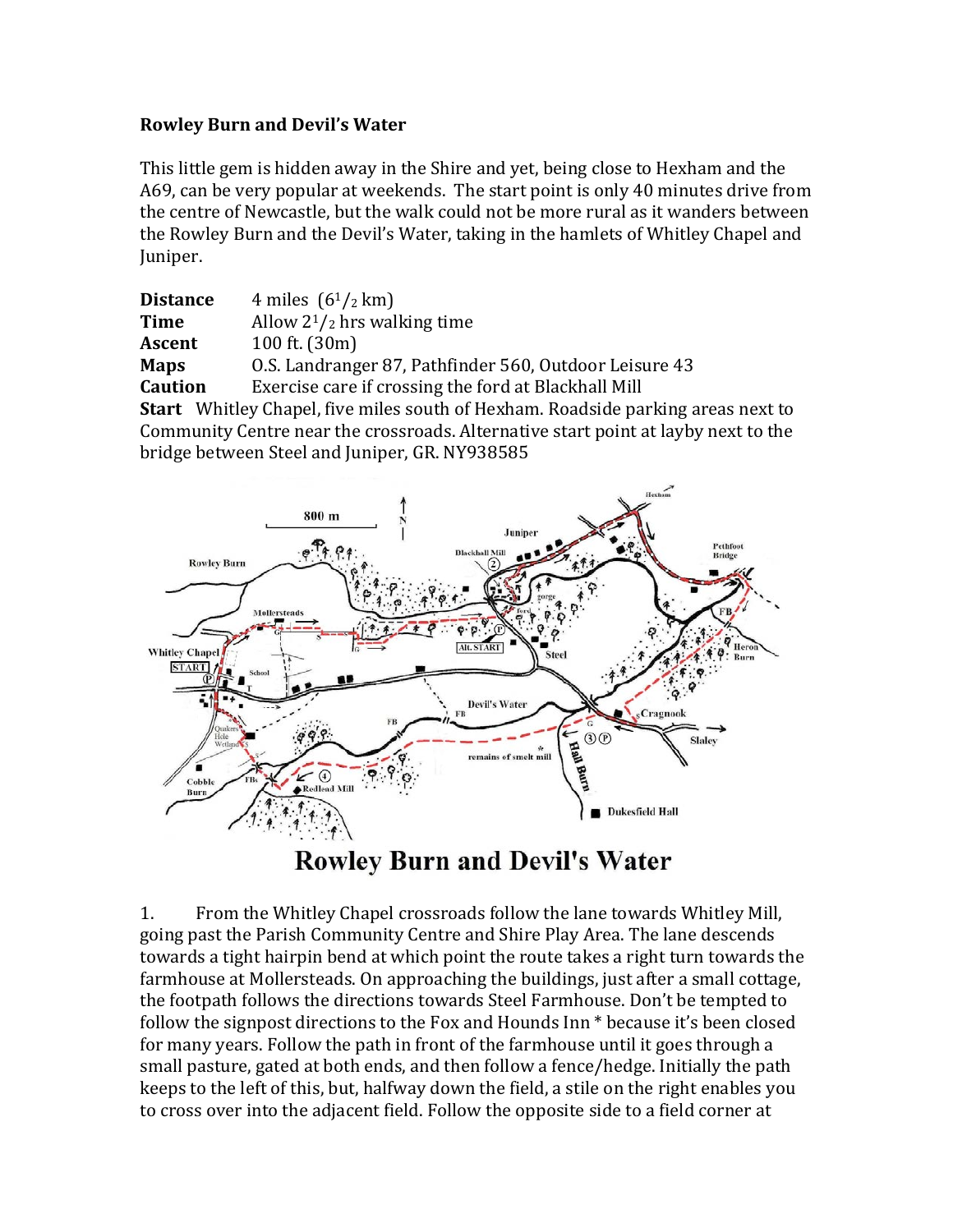**Rowley Burn and Devil's Water**

This little gem is hidden away in the Shire and yet, being close to Hexham and the A69, can be very popular at weekends. The start point is only 40 minutes drive from the centre of Newcastle, but the walk could not be more rural as it wanders between the Rowley Burn and the Devil's Water, taking in the hamlets of Whitley Chapel and Juniper.

**Distance** 4 miles ($6^{1}/_{2}$ km)
**Time** Allow $2^{1}/_{2}$ hrs walking time
**Ascent** 100 ft. (30m)
**Maps** O.S. Landranger 87, Pathfinder 560, Outdoor Leisure 43
**Caution** Exercise care if crossing the ford at Blackhall Mill
**Start** Whitley Chapel, five miles south of Hexham. Roadside parking areas next to Community Centre near the crossroads. Alternative start point at layby next to the bridge between Steel and Juniper, GR. NY938585

**Rowley Burn and Devil's Water**

1. From the Whitley Chapel crossroads follow the lane towards Whitley Mill, going past the Parish Community Centre and Shire Play Area. The lane descends towards a tight hairpin bend at which point the route takes a right turn towards the farmhouse at Mollersteads. On approaching the buildings, just after a small cottage, the footpath follows the directions towards Steel Farmhouse. Don't be tempted to follow the signpost directions to the Fox and Hounds Inn * because it's been closed for many years. Follow the path in front of the farmhouse until it goes through a small pasture, gated at both ends, and then follow a fence/hedge. Initially the path keeps to the left of this, but, halfway down the field, a stile on the right enables you to cross over into the adjacent field. Follow the opposite side to a field corner at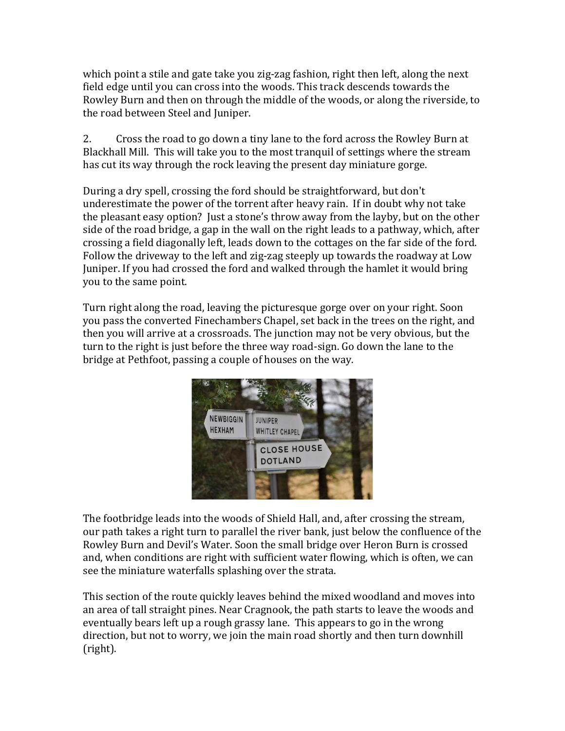which point a stile and gate take you zig-zag fashion, right then left, along the next field edge until you can cross into the woods. This track descends towards the Rowley Burn and then on through the middle of the woods, or along the riverside, to the road between Steel and Juniper.

2. Cross the road to go down a tiny lane to the ford across the Rowley Burn at Blackhall Mill. This will take you to the most tranquil of settings where the stream has cut its way through the rock leaving the present day miniature gorge.

During a dry spell, crossing the ford should be straightforward, but don't underestimate the power of the torrent after heavy rain. If in doubt why not take the pleasant easy option? Just a stone's throw away from the layby, but on the other side of the road bridge, a gap in the wall on the right leads to a pathway, which, after crossing a field diagonally left, leads down to the cottages on the far side of the ford. Follow the driveway to the left and zig-zag steeply up towards the roadway at Low Juniper. If you had crossed the ford and walked through the hamlet it would bring you to the same point.

Turn right along the road, leaving the picturesque gorge over on your right. Soon you pass the converted Finechambers Chapel, set back in the trees on the right, and then you will arrive at a crossroads. The junction may not be very obvious, but the turn to the right is just before the three way road-sign. Go down the lane to the bridge at Pethfoot, passing a couple of houses on the way.

The footbridge leads into the woods of Shield Hall, and, after crossing the stream, our path takes a right turn to parallel the river bank, just below the confluence of the Rowley Burn and Devil's Water. Soon the small bridge over Heron Burn is crossed and, when conditions are right with sufficient water flowing, which is often, we can see the miniature waterfalls splashing over the strata.

This section of the route quickly leaves behind the mixed woodland and moves into an area of tall straight pines. Near Cragnook, the path starts to leave the woods and eventually bears left up a rough grassy lane. This appears to go in the wrong direction, but not to worry, we join the main road shortly and then turn downhill (right).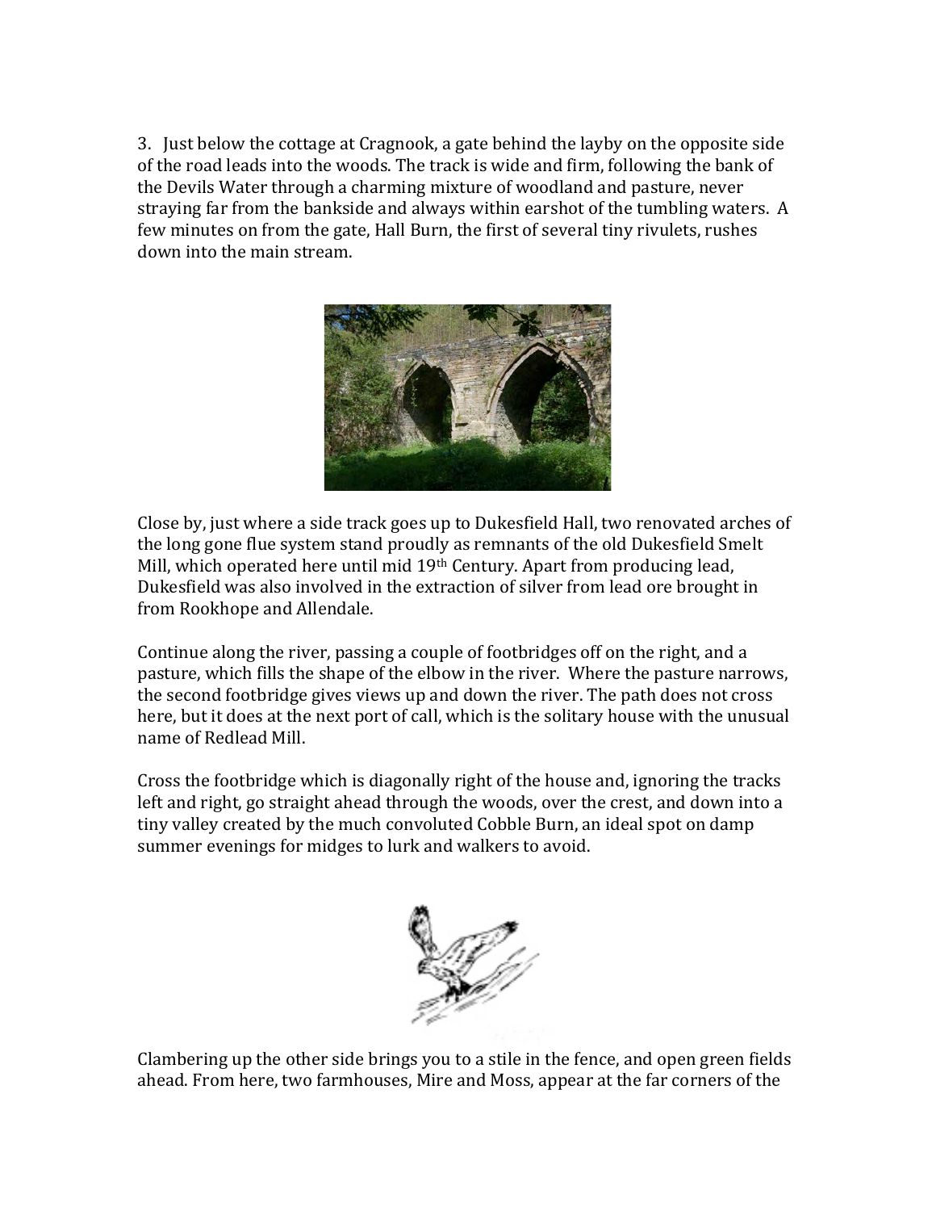3. Just below the cottage at Cragnook, a gate behind the layby on the opposite side of the road leads into the woods. The track is wide and firm, following the bank of the Devils Water through a charming mixture of woodland and pasture, never straying far from the bankside and always within earshot of the tumbling waters. A few minutes on from the gate, Hall Burn, the first of several tiny rivulets, rushes down into the main stream.

Close by, just where a side track goes up to Dukesfield Hall, two renovated arches of the long gone flue system stand proudly as remnants of the old Dukesfield Smelt Mill, which operated here until mid 19th Century. Apart from producing lead, Dukesfield was also involved in the extraction of silver from lead ore brought in from Rookhope and Allendale.

Continue along the river, passing a couple of footbridges off on the right, and a pasture, which fills the shape of the elbow in the river. Where the pasture narrows, the second footbridge gives views up and down the river. The path does not cross here, but it does at the next port of call, which is the solitary house with the unusual name of Redlead Mill.

Cross the footbridge which is diagonally right of the house and, ignoring the tracks left and right, go straight ahead through the woods, over the crest, and down into a tiny valley created by the much convoluted Cobble Burn, an ideal spot on damp summer evenings for midges to lurk and walkers to avoid.

Clambering up the other side brings you to a stile in the fence, and open green fields ahead. From here, two farmhouses, Mire and Moss, appear at the far corners of the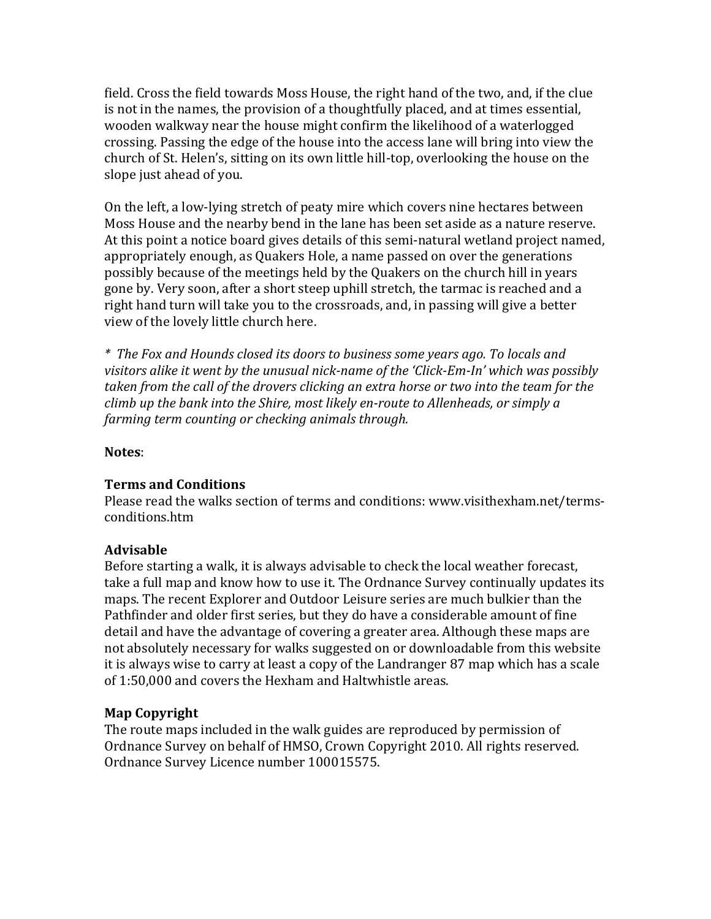field. Cross the field towards Moss House, the right hand of the two, and, if the clue is not in the names, the provision of a thoughtfully placed, and at times essential, wooden walkway near the house might confirm the likelihood of a waterlogged crossing. Passing the edge of the house into the access lane will bring into view the church of St. Helen's, sitting on its own little hill-top, overlooking the house on the slope just ahead of you.

On the left, a low-lying stretch of peaty mire which covers nine hectares between Moss House and the nearby bend in the lane has been set aside as a nature reserve. At this point a notice board gives details of this semi-natural wetland project named, appropriately enough, as Quakers Hole, a name passed on over the generations possibly because of the meetings held by the Quakers on the church hill in years gone by. Very soon, after a short steep uphill stretch, the tarmac is reached and a right hand turn will take you to the crossroads, and, in passing will give a better view of the lovely little church here.

*\* The Fox and Hounds closed its doors to business some years ago. To locals and visitors alike it went by the unusual nick-name of the 'Click-Em-In' which was possibly taken from the call of the drovers clicking an extra horse or two into the team for the climb up the bank into the Shire, most likely en-route to Allenheads, or simply a farming term counting or checking animals through.*

**Notes**:

**Terms and Conditions**
Please read the walks section of terms and conditions: www.visithexham.net/terms-conditions.htm

**Advisable**
Before starting a walk, it is always advisable to check the local weather forecast, take a full map and know how to use it. The Ordnance Survey continually updates its maps. The recent Explorer and Outdoor Leisure series are much bulkier than the Pathfinder and older first series, but they do have a considerable amount of fine detail and have the advantage of covering a greater area. Although these maps are not absolutely necessary for walks suggested on or downloadable from this website it is always wise to carry at least a copy of the Landranger 87 map which has a scale of 1:50,000 and covers the Hexham and Haltwhistle areas.

**Map Copyright**
The route maps included in the walk guides are reproduced by permission of Ordnance Survey on behalf of HMSO, Crown Copyright 2010. All rights reserved. Ordnance Survey Licence number 100015575.